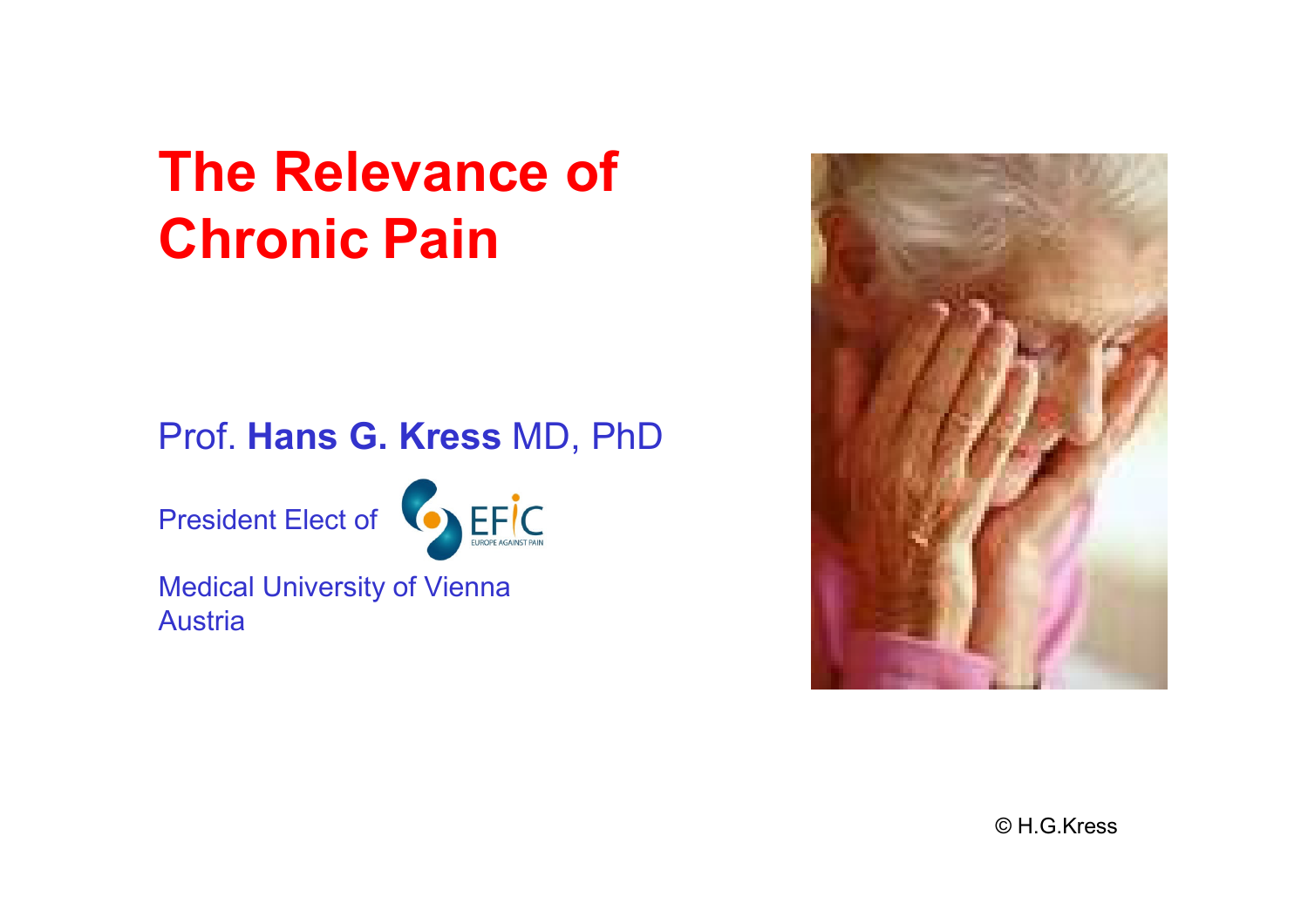# The Relevance of Chronic Pain

Prof. **Hans G. Kress** MD, PhD

President Elect of EFIC

Medical University of Vienna
Austria

© H.G.Kress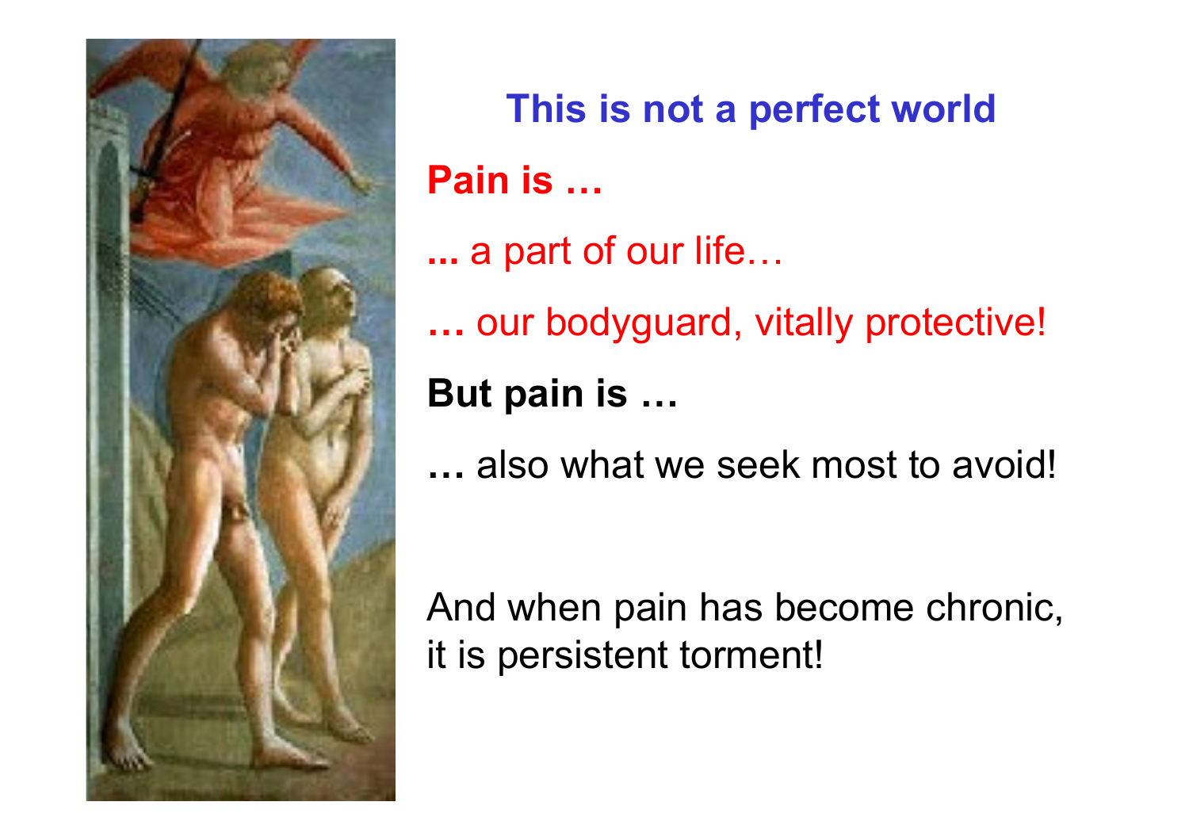## This is not a perfect world

**Pain is …**

**...** a part of our life…

**…** our bodyguard, vitally protective!

**But pain is …**

**…** also what we seek most to avoid!

And when pain has become chronic, it is persistent torment!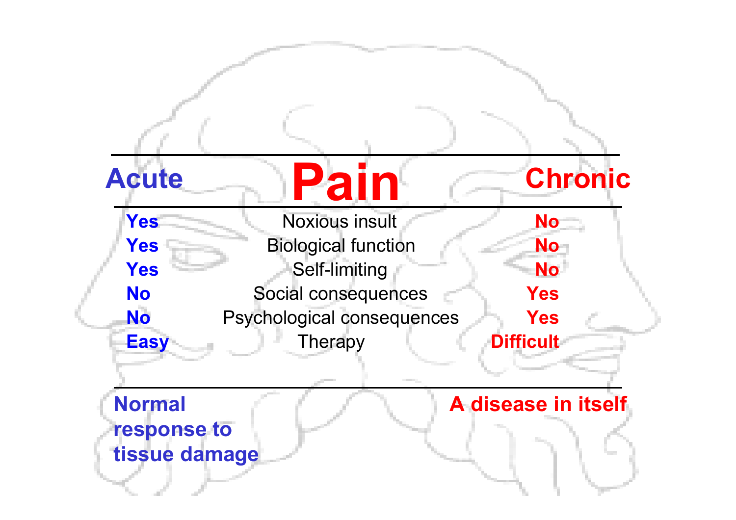| Acute | Pain | Chronic |
|---|---|---|
| Yes | Noxious insult | No |
| Yes | Biological function | No |
| Yes | Self-limiting | No |
| No | Social consequences | Yes |
| No | Psychological consequences | Yes |
| Easy | Therapy | Difficult |
| Normal response to tissue damage | | A disease in itself |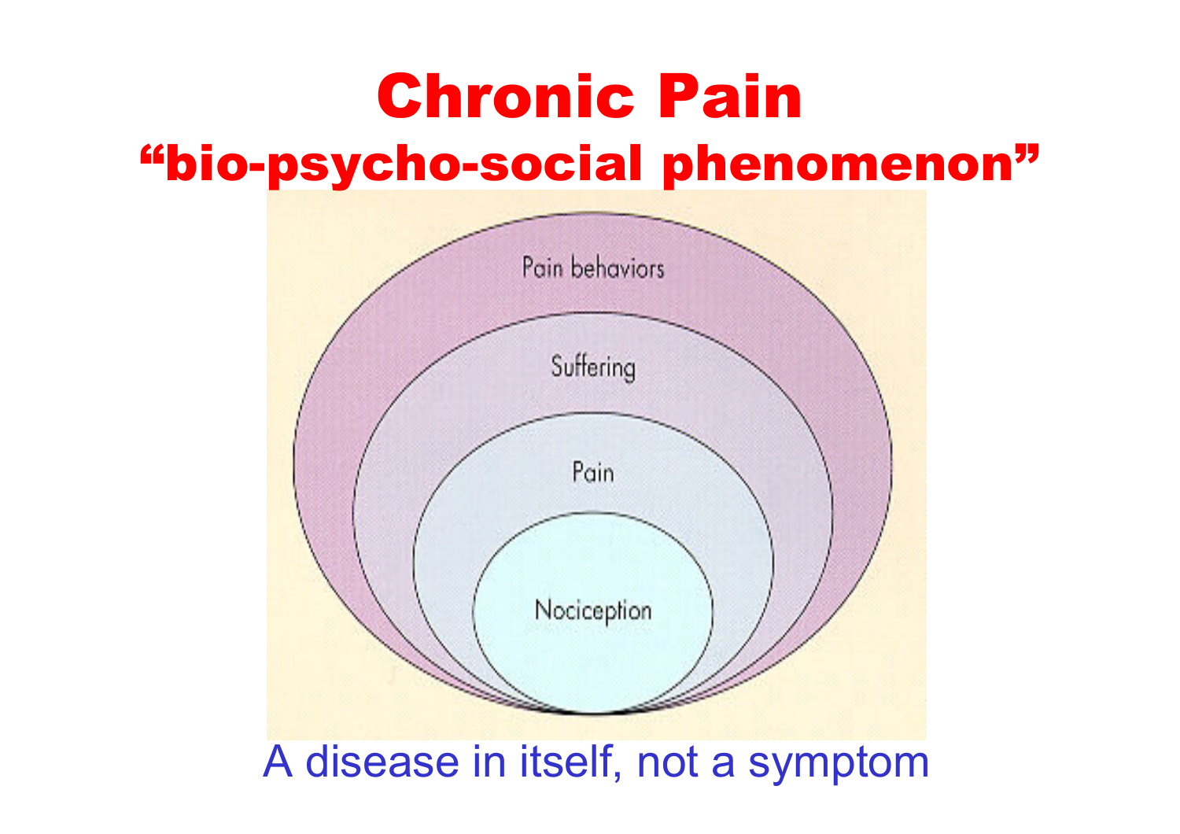# Chronic Pain

## "bio-psycho-social phenomenon"

Pain behaviors

Suffering

Pain

Nociception

A disease in itself, not a symptom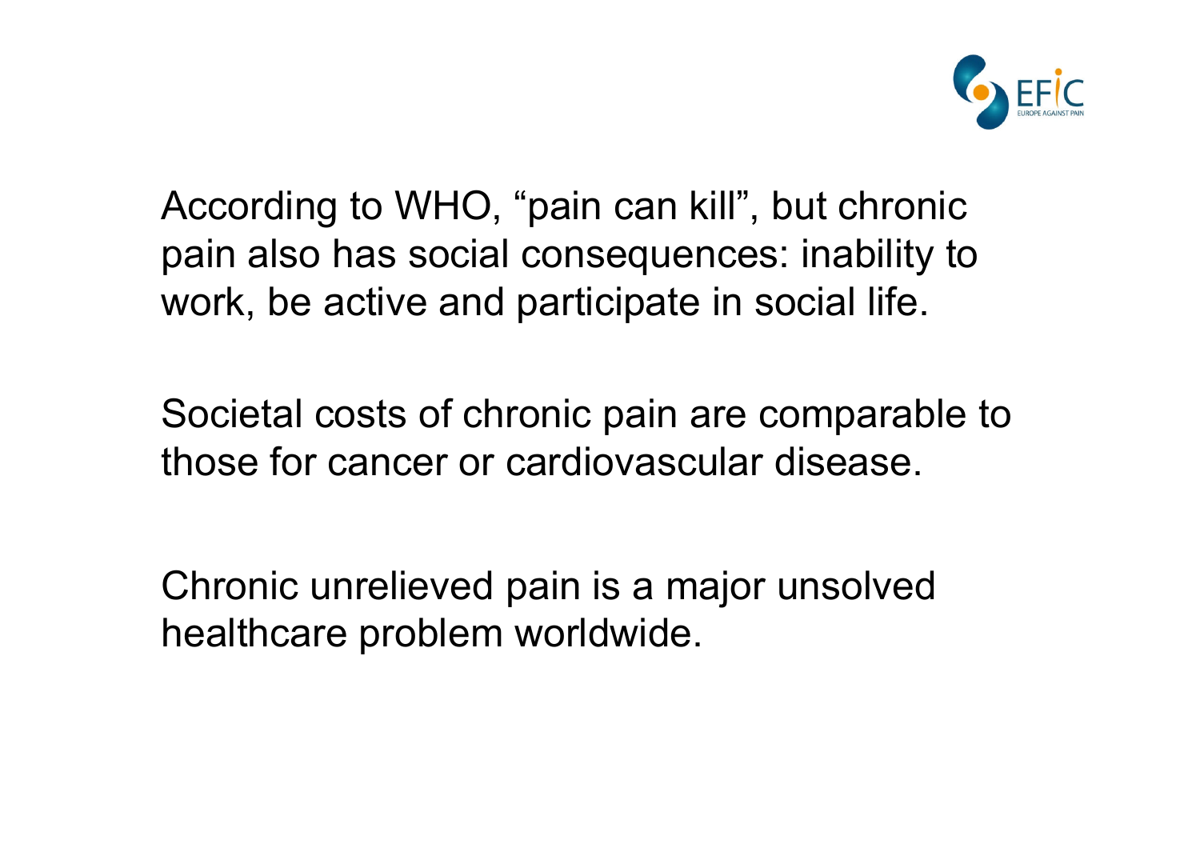According to WHO, "pain can kill", but chronic pain also has social consequences: inability to work, be active and participate in social life.

Societal costs of chronic pain are comparable to those for cancer or cardiovascular disease.

Chronic unrelieved pain is a major unsolved healthcare problem worldwide.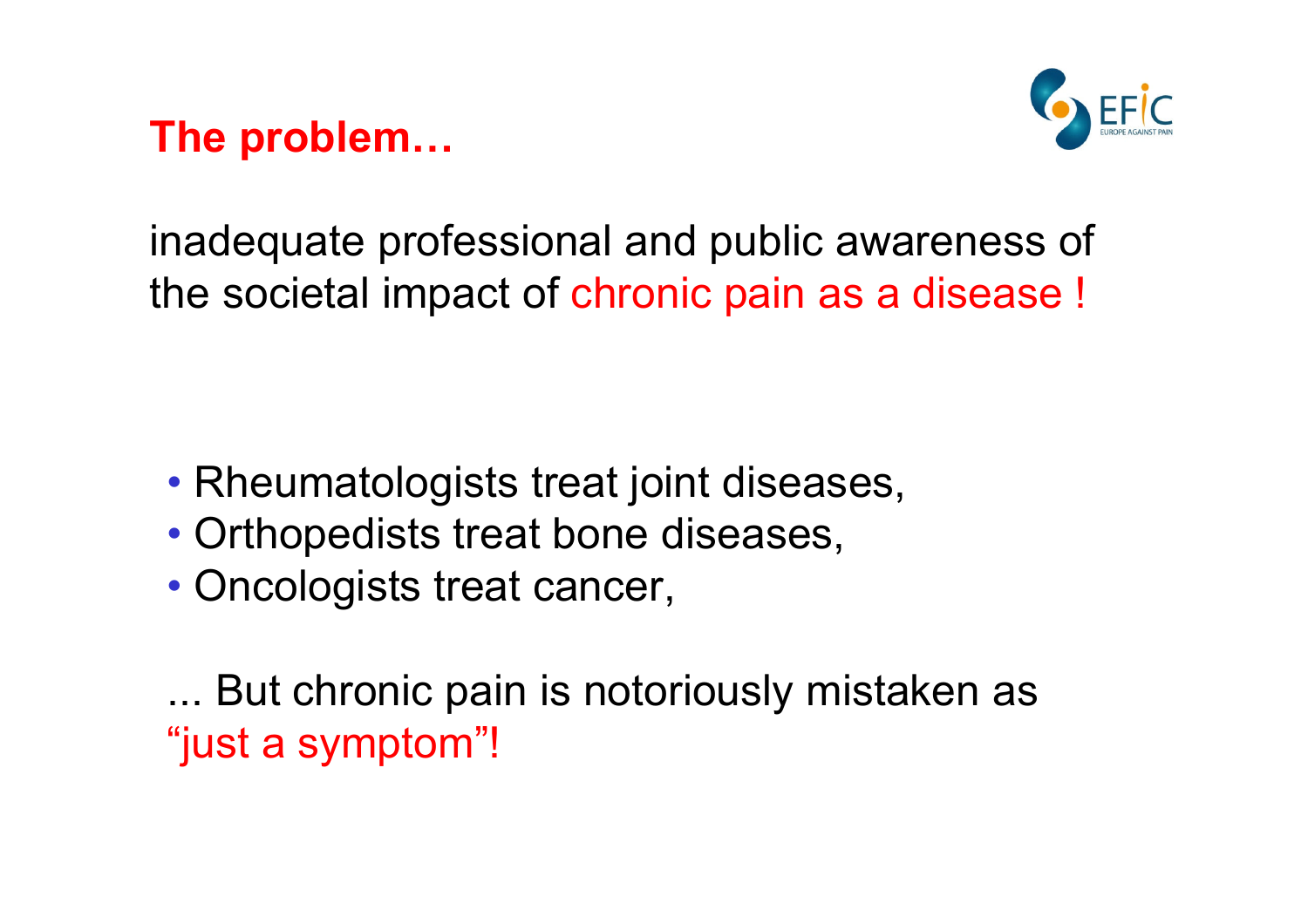## The problem…

inadequate professional and public awareness of the societal impact of chronic pain as a disease !

- Rheumatologists treat joint diseases,
- Orthopedists treat bone diseases,
- Oncologists treat cancer,

... But chronic pain is notoriously mistaken as "just a symptom"!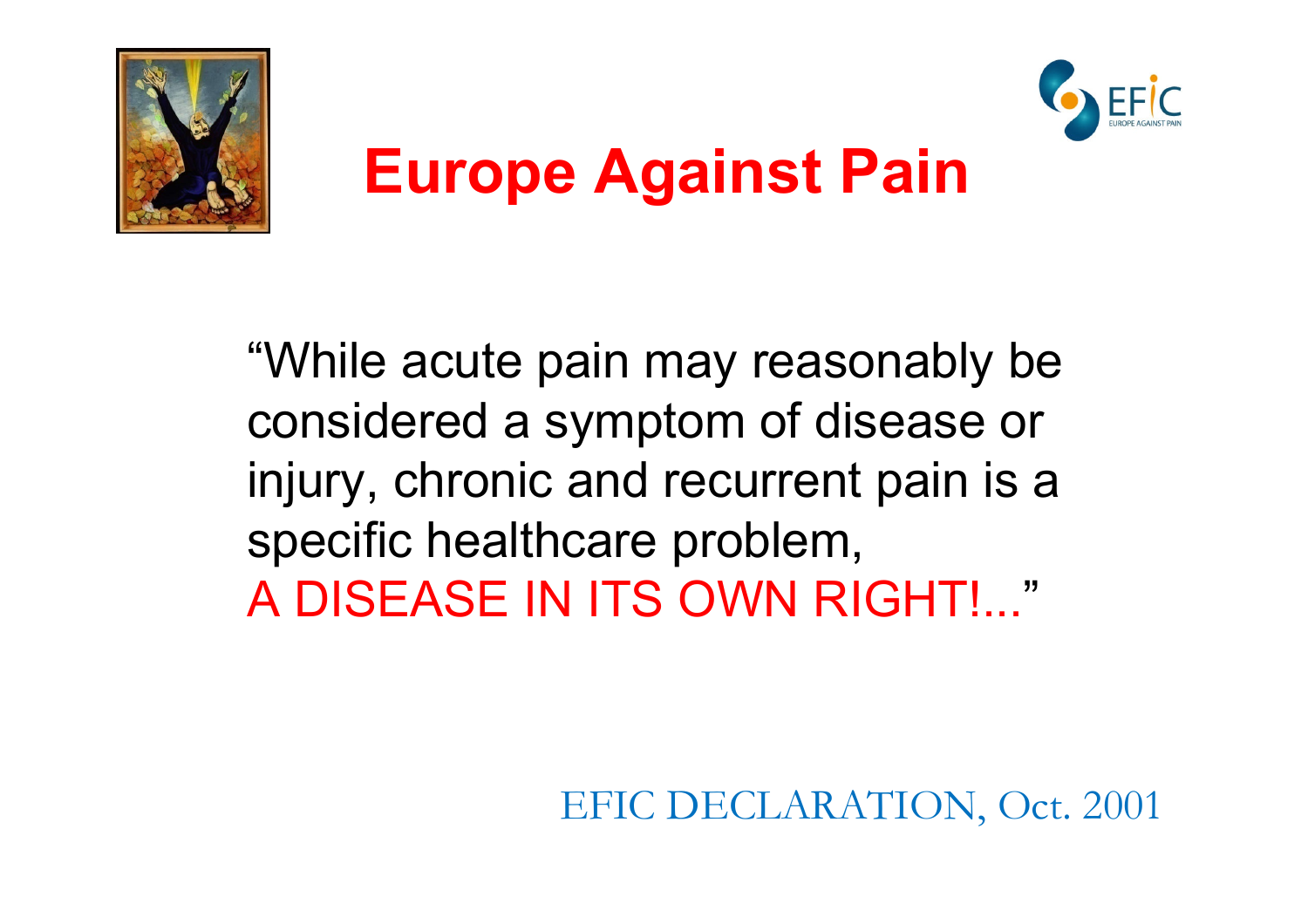# Europe Against Pain

"While acute pain may reasonably be considered a symptom of disease or injury, chronic and recurrent pain is a specific healthcare problem, A DISEASE IN ITS OWN RIGHT!..."

EFIC DECLARATION, Oct. 2001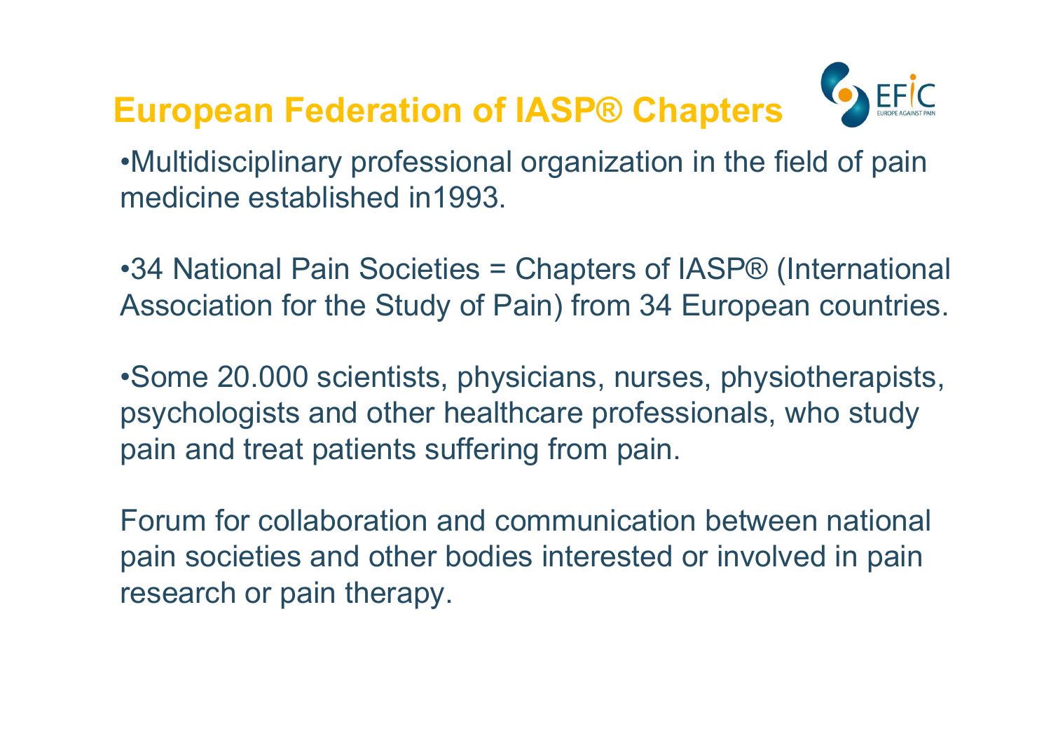## European Federation of IASP® Chapters

EFIC
EUROPE AGAINST PAIN

•Multidisciplinary professional organization in the field of pain medicine established in1993.

•34 National Pain Societies = Chapters of IASP® (International Association for the Study of Pain) from 34 European countries.

•Some 20.000 scientists, physicians, nurses, physiotherapists, psychologists and other healthcare professionals, who study pain and treat patients suffering from pain.

Forum for collaboration and communication between national pain societies and other bodies interested or involved in pain research or pain therapy.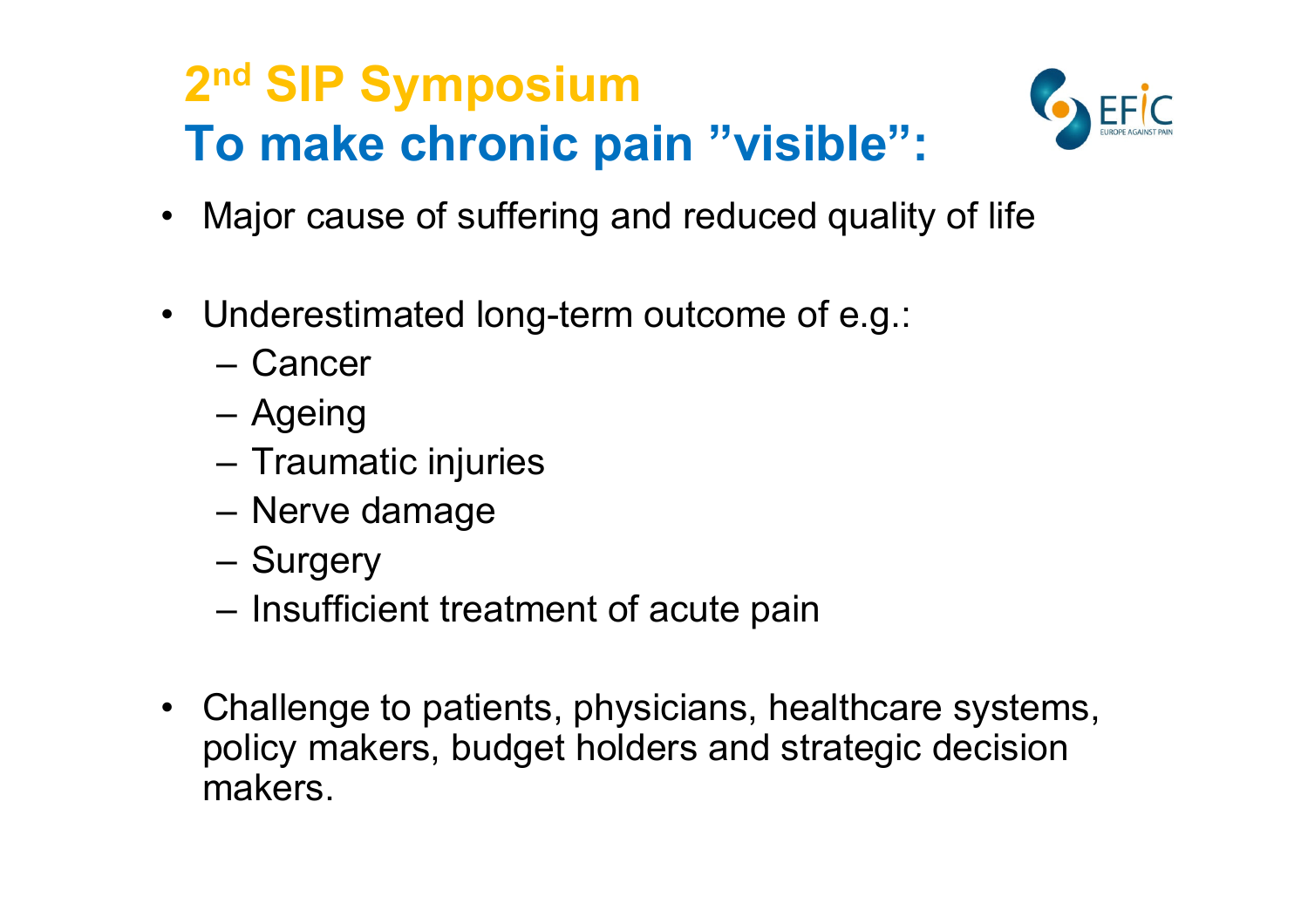# 2nd SIP Symposium
## To make chronic pain ”visible”:

- Major cause of suffering and reduced quality of life
- Underestimated long-term outcome of e.g.:
  - Cancer
  - Ageing
  - Traumatic injuries
  - Nerve damage
  - Surgery
  - Insufficient treatment of acute pain
- Challenge to patients, physicians, healthcare systems, policy makers, budget holders and strategic decision makers.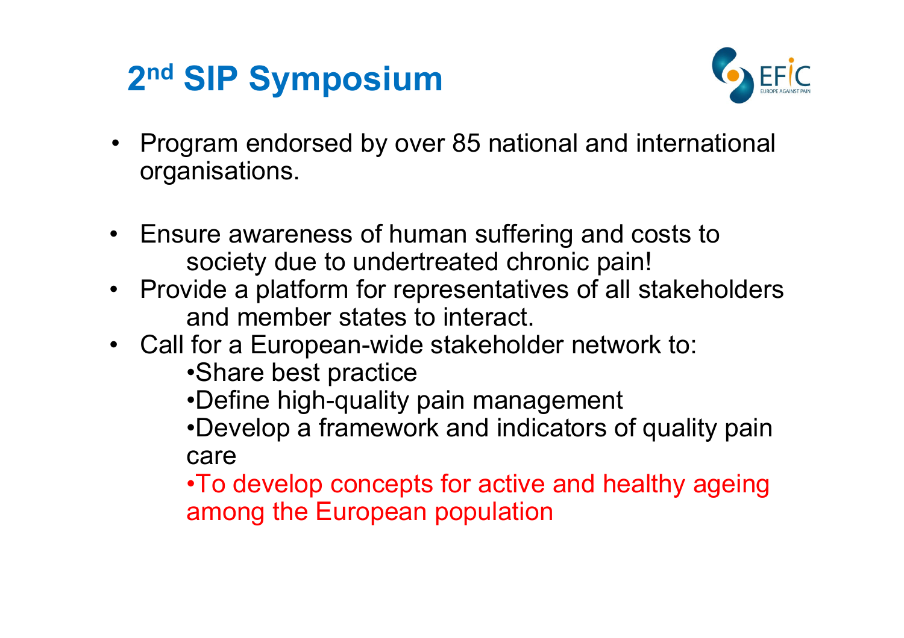# 2nd SIP Symposium

EFIC EUROPE AGAINST PAIN

- Program endorsed by over 85 national and international organisations.

- Ensure awareness of human suffering and costs to society due to undertreated chronic pain!
- Provide a platform for representatives of all stakeholders and member states to interact.
- Call for a European-wide stakeholder network to:
  - Share best practice
  - Define high-quality pain management
  - Develop a framework and indicators of quality pain care
  - To develop concepts for active and healthy ageing among the European population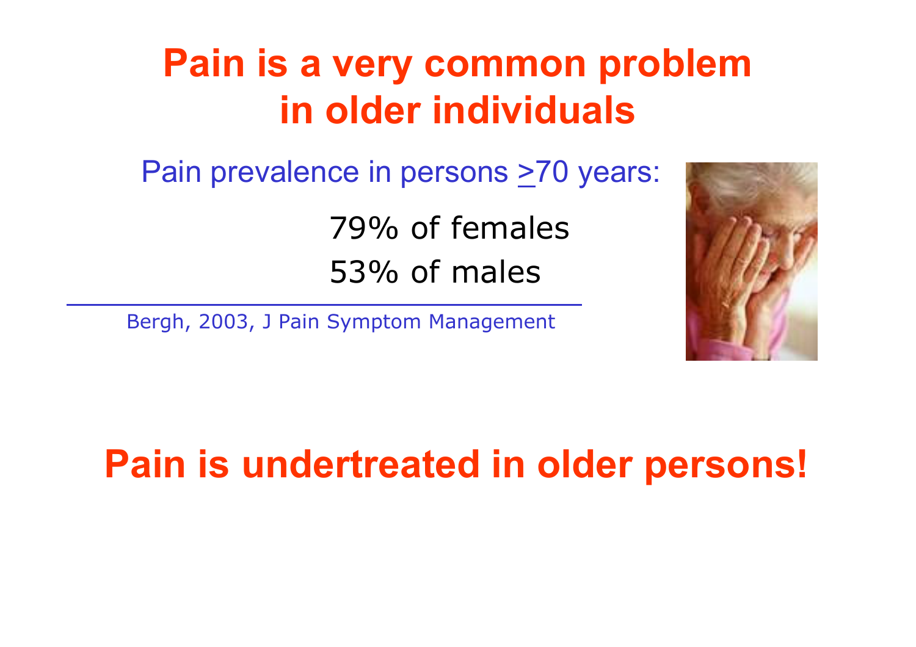# Pain is a very common problem in older individuals

Pain prevalence in persons ≥70 years:

79% of females
53% of males

Bergh, 2003, J Pain Symptom Management

## Pain is undertreated in older persons!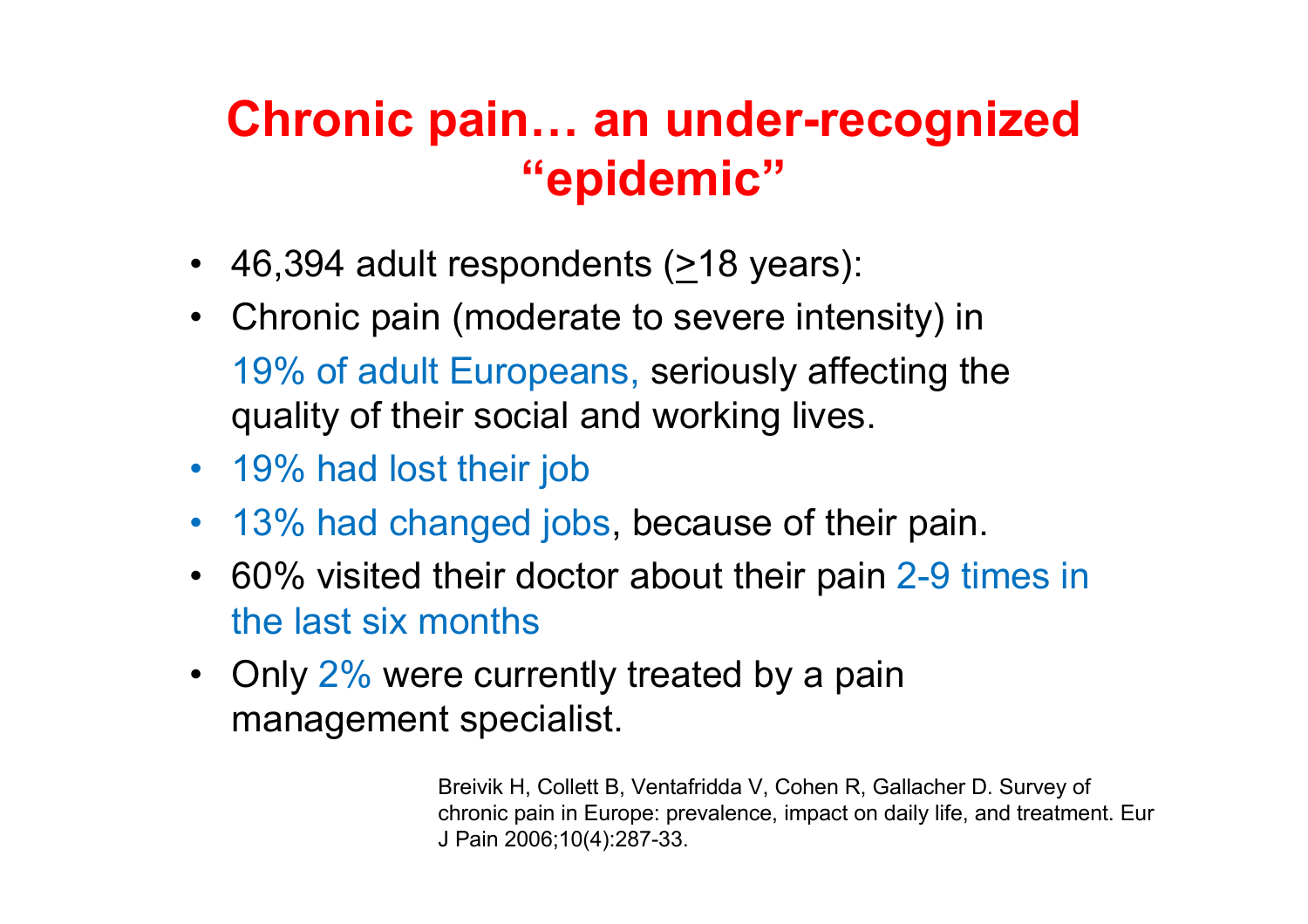# Chronic pain… an under-recognized "epidemic"

- 46,394 adult respondents ($\geq$18 years):
- Chronic pain (moderate to severe intensity) in 19% of adult Europeans, seriously affecting the quality of their social and working lives.
- 19% had lost their job
- 13% had changed jobs, because of their pain.
- 60% visited their doctor about their pain 2-9 times in the last six months
- Only 2% were currently treated by a pain management specialist.

Breivik H, Collett B, Ventafridda V, Cohen R, Gallacher D. Survey of chronic pain in Europe: prevalence, impact on daily life, and treatment. Eur J Pain 2006;10(4):287-33.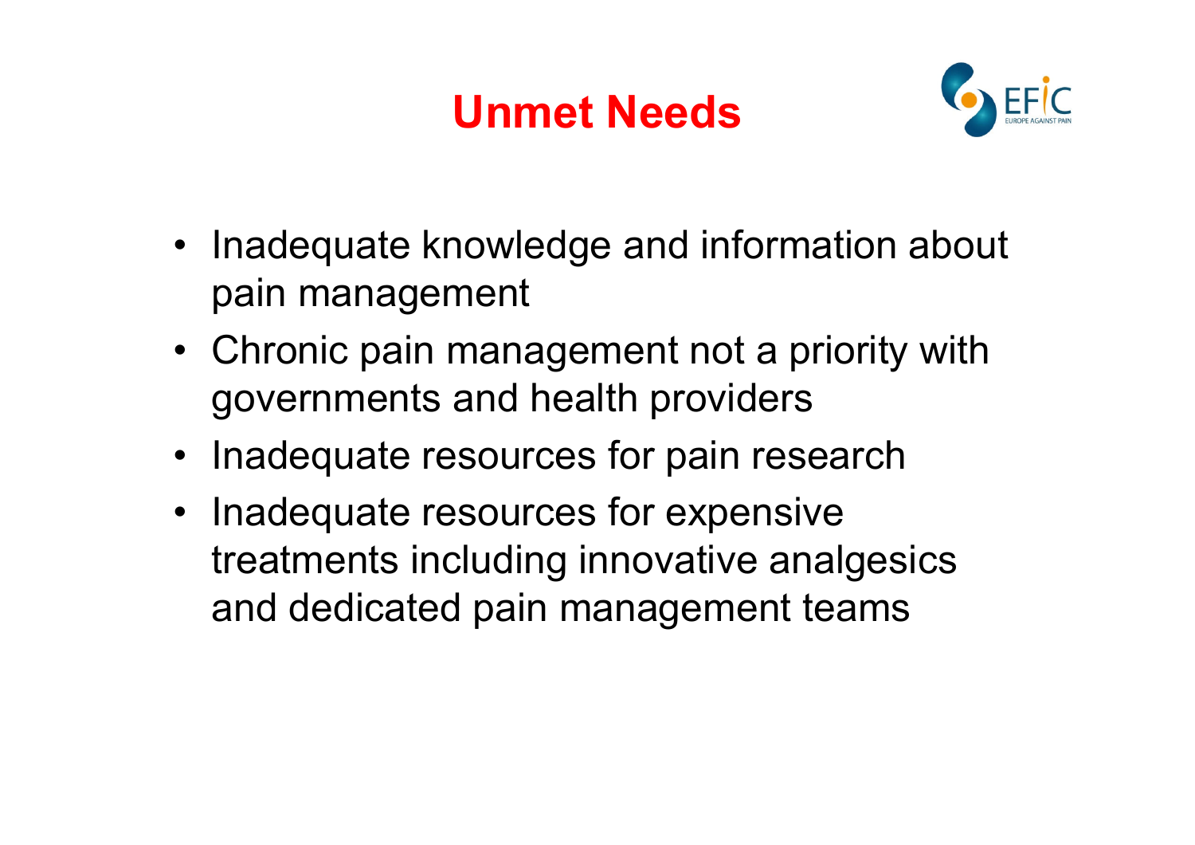# Unmet Needs

- Inadequate knowledge and information about pain management
- Chronic pain management not a priority with governments and health providers
- Inadequate resources for pain research
- Inadequate resources for expensive treatments including innovative analgesics and dedicated pain management teams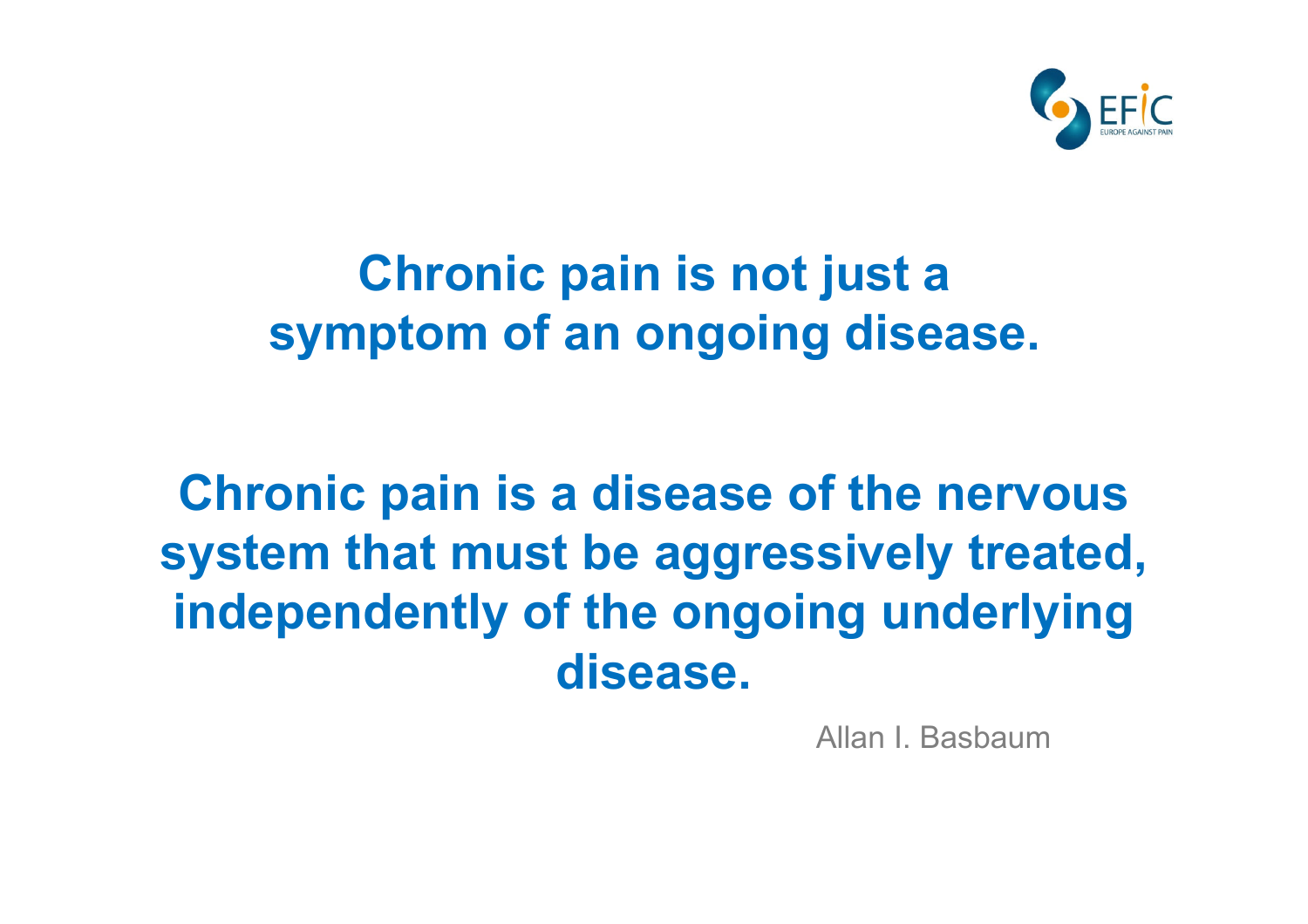**Chronic pain is not just a symptom of an ongoing disease.**

**Chronic pain is a disease of the nervous system that must be aggressively treated, independently of the ongoing underlying disease.**

Allan I. Basbaum